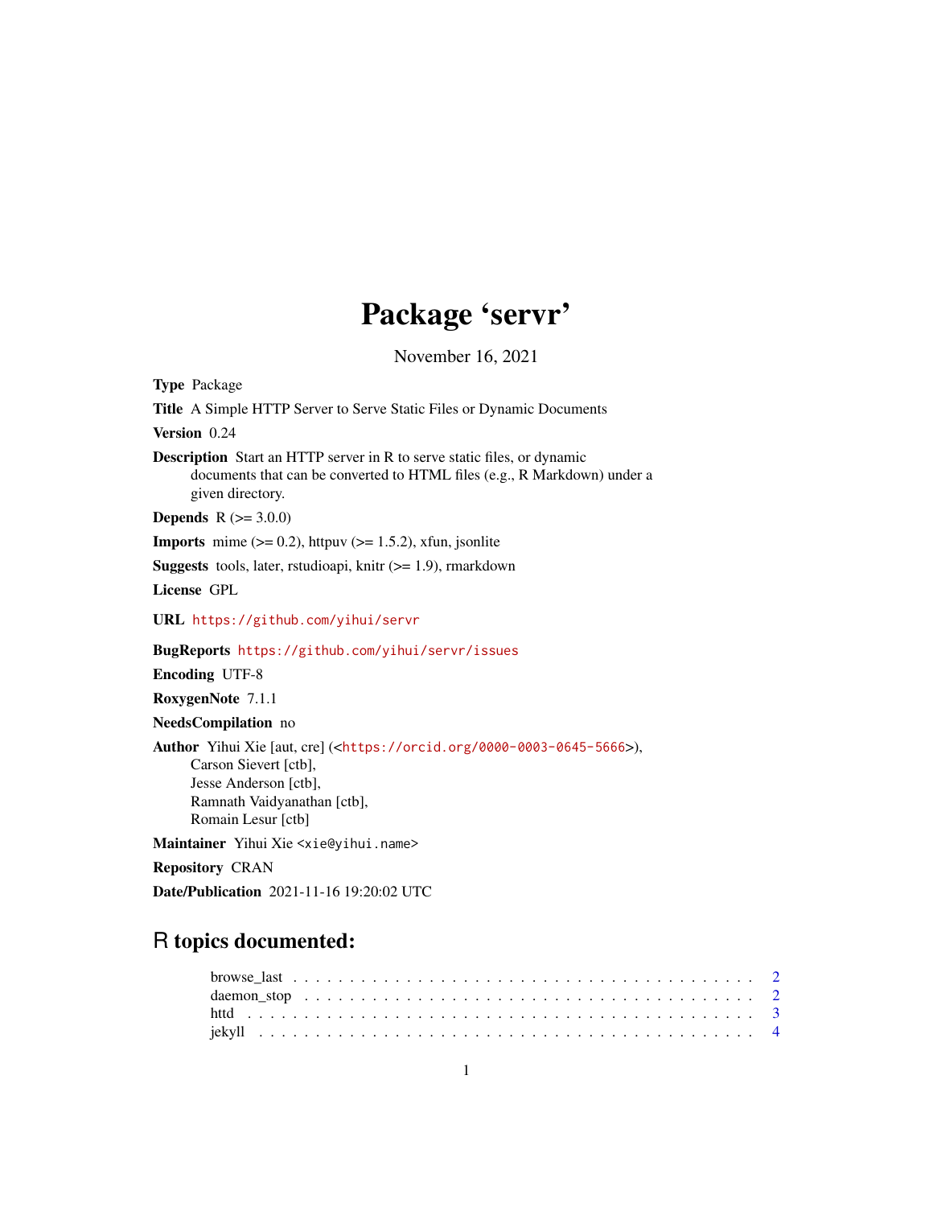# Package 'servr'

November 16, 2021

**Type** Package

**Title** A Simple HTTP Server to Serve Static Files or Dynamic Documents

**Version** 0.24

**Description** Start an HTTP server in R to serve static files, or dynamic documents that can be converted to HTML files (e.g., R Markdown) under a given directory.

**Depends** R (>= 3.0.0)

**Imports** mime (>= 0.2), httpuv (>= 1.5.2), xfun, jsonlite

**Suggests** tools, later, rstudioapi, knitr (>= 1.9), rmarkdown

**License** GPL

**URL** https://github.com/yihui/servr

**BugReports** https://github.com/yihui/servr/issues

**Encoding** UTF-8

**RoxygenNote** 7.1.1

**NeedsCompilation** no

**Author** Yihui Xie [aut, cre] (<https://orcid.org/0000-0003-0645-5666>),
Carson Sievert [ctb],
Jesse Anderson [ctb],
Ramnath Vaidyanathan [ctb],
Romain Lesur [ctb]

**Maintainer** Yihui Xie <xie@yihui.name>

**Repository** CRAN

**Date/Publication** 2021-11-16 19:20:02 UTC

## R topics documented:

- browse_last . . . . . . . . . . 2
- daemon_stop . . . . . . . . . . 2
- httd . . . . . . . . . . 3
- jekyll . . . . . . . . . . 4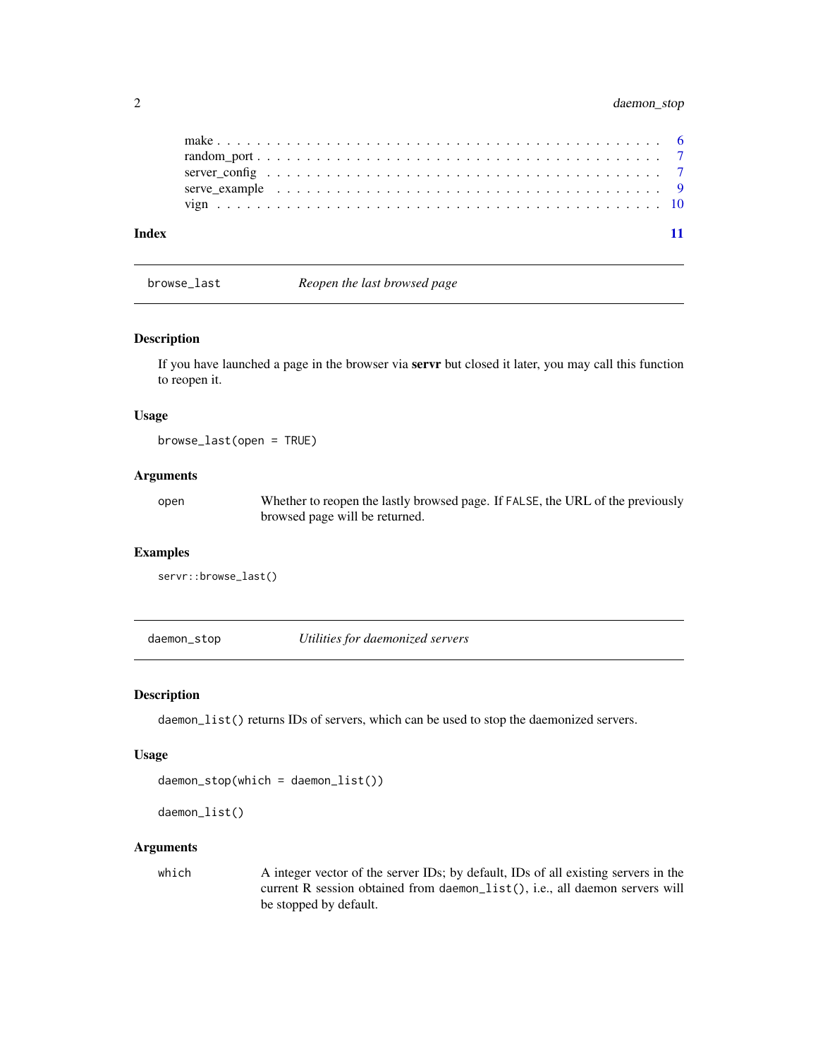make . . . . . . . . . . . . . . . . . . . . . . . . . . . . . . . . . . . . . . . . . . 6
random_port . . . . . . . . . . . . . . . . . . . . . . . . . . . . . . . . . . . . . . . 7
server_config . . . . . . . . . . . . . . . . . . . . . . . . . . . . . . . . . . . . . . 7
serve_example . . . . . . . . . . . . . . . . . . . . . . . . . . . . . . . . . . . . . . 9
vign . . . . . . . . . . . . . . . . . . . . . . . . . . . . . . . . . . . . . . . . . . 10

**Index** **11**

---

## `browse_last` — *Reopen the last browsed page*

### Description

If you have launched a page in the browser via **servr** but closed it later, you may call this function to reopen it.

### Usage

```
browse_last(open = TRUE)
```

### Arguments

| | |
|---|---|
| `open` | Whether to reopen the lastly browsed page. If `FALSE`, the URL of the previously browsed page will be returned. |

### Examples

```
servr::browse_last()
```

---

## `daemon_stop` — *Utilities for daemonized servers*

### Description

`daemon_list()` returns IDs of servers, which can be used to stop the daemonized servers.

### Usage

```
daemon_stop(which = daemon_list())

daemon_list()
```

### Arguments

| | |
|---|---|
| `which` | A integer vector of the server IDs; by default, IDs of all existing servers in the current R session obtained from `daemon_list()`, i.e., all daemon servers will be stopped by default. |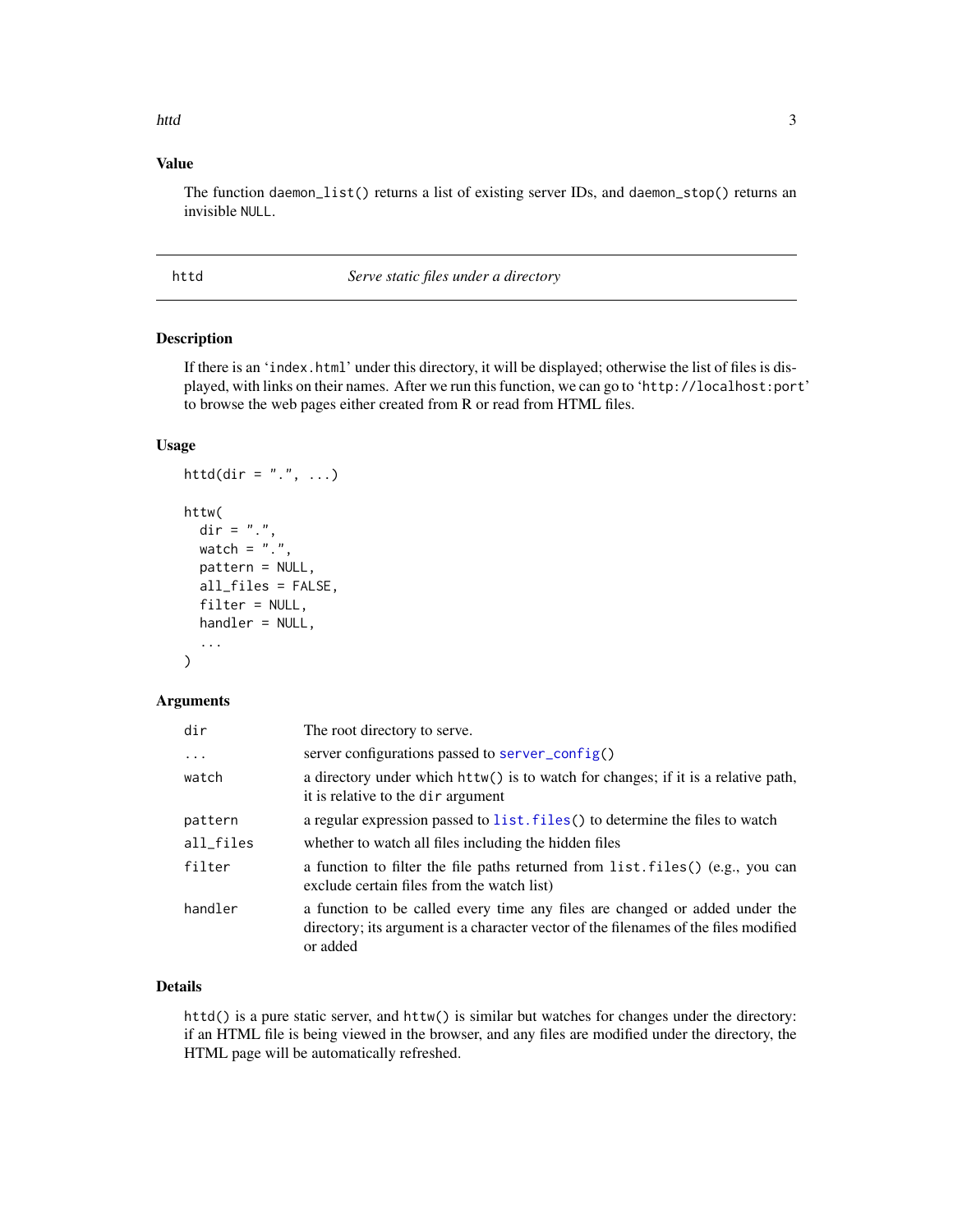### Value

The function `daemon_list()` returns a list of existing server IDs, and `daemon_stop()` returns an invisible `NULL`.

---

## httd — *Serve static files under a directory*

---

### Description

If there is an 'index.html' under this directory, it will be displayed; otherwise the list of files is displayed, with links on their names. After we run this function, we can go to 'http://localhost:port' to browse the web pages either created from R or read from HTML files.

### Usage

```
httd(dir = ".", ...)

httw(
  dir = ".",
  watch = ".",
  pattern = NULL,
  all_files = FALSE,
  filter = NULL,
  handler = NULL,
  ...
)
```

### Arguments

| | |
|---|---|
| `dir` | The root directory to serve. |
| `...` | server configurations passed to `server_config()` |
| `watch` | a directory under which `httw()` is to watch for changes; if it is a relative path, it is relative to the `dir` argument |
| `pattern` | a regular expression passed to `list.files()` to determine the files to watch |
| `all_files` | whether to watch all files including the hidden files |
| `filter` | a function to filter the file paths returned from `list.files()` (e.g., you can exclude certain files from the watch list) |
| `handler` | a function to be called every time any files are changed or added under the directory; its argument is a character vector of the filenames of the files modified or added |

### Details

`httd()` is a pure static server, and `httw()` is similar but watches for changes under the directory: if an HTML file is being viewed in the browser, and any files are modified under the directory, the HTML page will be automatically refreshed.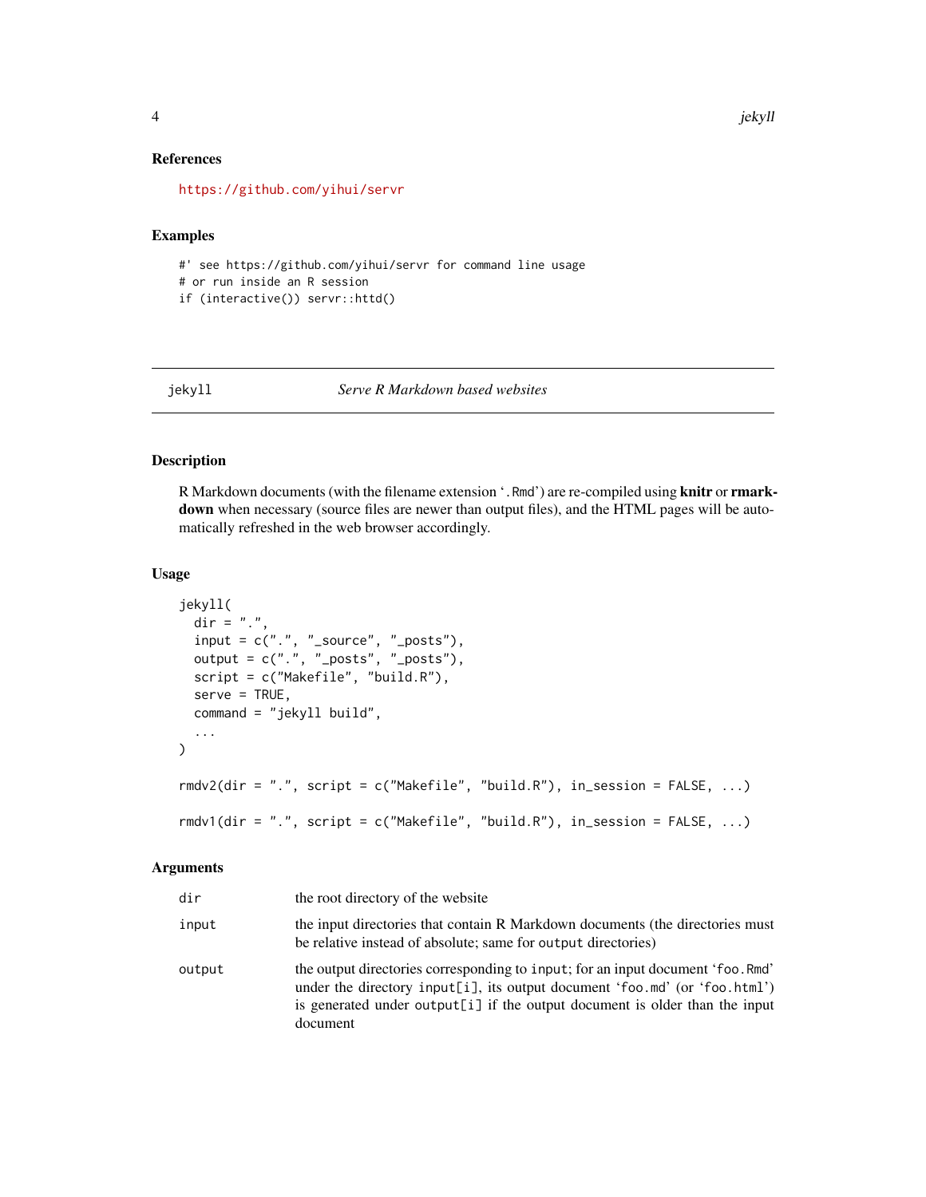## References

https://github.com/yihui/servr

## Examples

```
#' see https://github.com/yihui/servr for command line usage
# or run inside an R session
if (interactive()) servr::httd()
```

---

## jekyll — *Serve R Markdown based websites*

---

### Description

R Markdown documents (with the filename extension '.Rmd') are re-compiled using **knitr** or **rmarkdown** when necessary (source files are newer than output files), and the HTML pages will be automatically refreshed in the web browser accordingly.

### Usage

```
jekyll(
  dir = ".",
  input = c(".", "_source", "_posts"),
  output = c(".", "_posts", "_posts"),
  script = c("Makefile", "build.R"),
  serve = TRUE,
  command = "jekyll build",
  ...
)

rmdv2(dir = ".", script = c("Makefile", "build.R"), in_session = FALSE, ...)

rmdv1(dir = ".", script = c("Makefile", "build.R"), in_session = FALSE, ...)
```

### Arguments

| | |
|---|---|
| `dir` | the root directory of the website |
| `input` | the input directories that contain R Markdown documents (the directories must be relative instead of absolute; same for `output` directories) |
| `output` | the output directories corresponding to `input`; for an input document 'foo.Rmd' under the directory `input[i]`, its output document 'foo.md' (or 'foo.html') is generated under `output[i]` if the output document is older than the input document |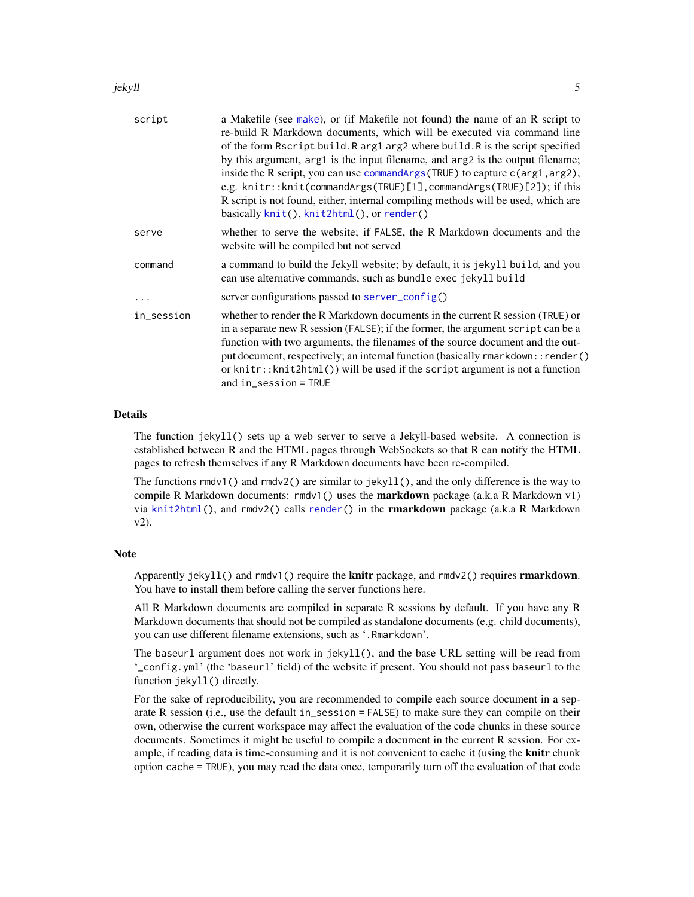| | |
|---|---|
| script | a Makefile (see make), or (if Makefile not found) the name of an R script to re-build R Markdown documents, which will be executed via command line of the form `Rscript build.R arg1 arg2` where `build.R` is the script specified by this argument, `arg1` is the input filename, and `arg2` is the output filename; inside the R script, you can use `commandArgs(TRUE)` to capture `c(arg1,arg2)`, e.g. `knitr::knit(commandArgs(TRUE)[1],commandArgs(TRUE)[2])`; if this R script is not found, either, internal compiling methods will be used, which are basically `knit()`, `knit2html()`, or `render()` |
| serve | whether to serve the website; if `FALSE`, the R Markdown documents and the website will be compiled but not served |
| command | a command to build the Jekyll website; by default, it is `jekyll build`, and you can use alternative commands, such as `bundle exec jekyll build` |
| ... | server configurations passed to `server_config()` |
| in_session | whether to render the R Markdown documents in the current R session (`TRUE`) or in a separate new R session (`FALSE`); if the former, the argument `script` can be a function with two arguments, the filenames of the source document and the output document, respectively; an internal function (basically `rmarkdown::render()` or `knitr::knit2html()`) will be used if the `script` argument is not a function and `in_session = TRUE` |

## Details

The function `jekyll()` sets up a web server to serve a Jekyll-based website. A connection is established between R and the HTML pages through WebSockets so that R can notify the HTML pages to refresh themselves if any R Markdown documents have been re-compiled.

The functions `rmdv1()` and `rmdv2()` are similar to `jekyll()`, and the only difference is the way to compile R Markdown documents: `rmdv1()` uses the **markdown** package (a.k.a R Markdown v1) via `knit2html()`, and `rmdv2()` calls `render()` in the **rmarkdown** package (a.k.a R Markdown v2).

## Note

Apparently `jekyll()` and `rmdv1()` require the **knitr** package, and `rmdv2()` requires **rmarkdown**. You have to install them before calling the server functions here.

All R Markdown documents are compiled in separate R sessions by default. If you have any R Markdown documents that should not be compiled as standalone documents (e.g. child documents), you can use different filename extensions, such as '`.Rmarkdown`'.

The `baseurl` argument does not work in `jekyll()`, and the base URL setting will be read from '`_config.yml`' (the '`baseurl`' field) of the website if present. You should not pass `baseurl` to the function `jekyll()` directly.

For the sake of reproducibility, you are recommended to compile each source document in a separate R session (i.e., use the default `in_session = FALSE`) to make sure they can compile on their own, otherwise the current workspace may affect the evaluation of the code chunks in these source documents. Sometimes it might be useful to compile a document in the current R session. For example, if reading data is time-consuming and it is not convenient to cache it (using the **knitr** chunk option `cache = TRUE`), you may read the data once, temporarily turn off the evaluation of that code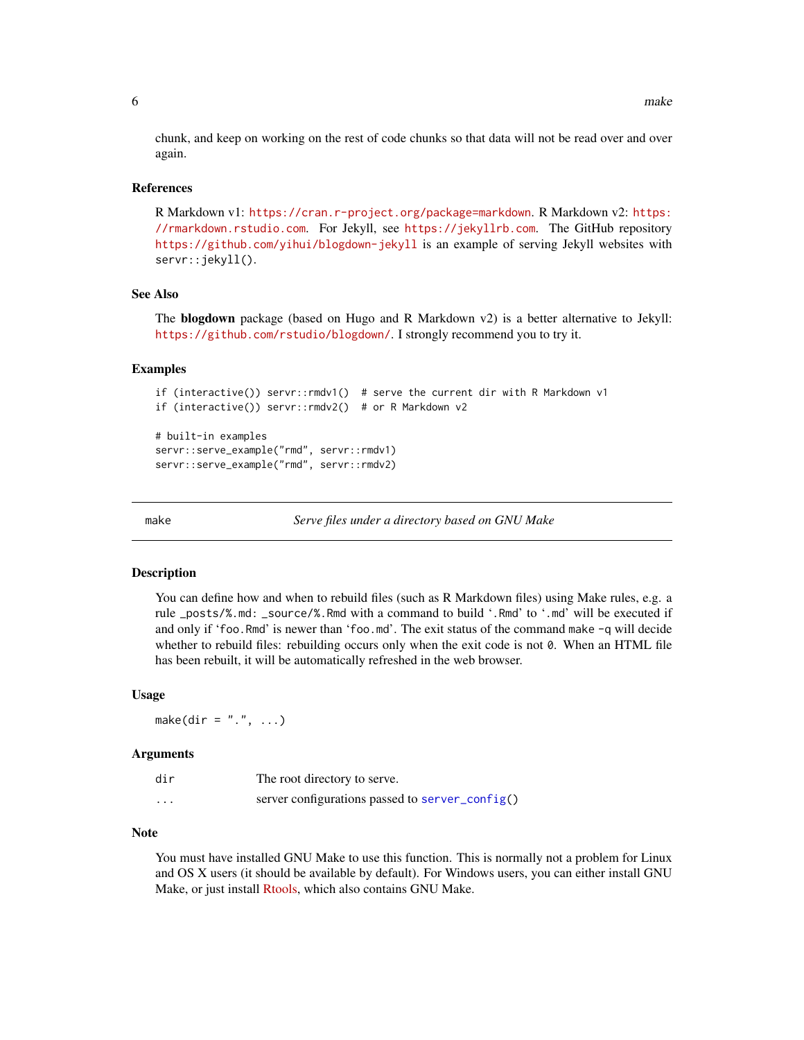chunk, and keep on working on the rest of code chunks so that data will not be read over and over again.

### References

R Markdown v1: https://cran.r-project.org/package=markdown. R Markdown v2: https://rmarkdown.rstudio.com. For Jekyll, see https://jekyllrb.com. The GitHub repository https://github.com/yihui/blogdown-jekyll is an example of serving Jekyll websites with `servr::jekyll()`.

### See Also

The **blogdown** package (based on Hugo and R Markdown v2) is a better alternative to Jekyll: https://github.com/rstudio/blogdown/. I strongly recommend you to try it.

### Examples

```
if (interactive()) servr::rmdv1()  # serve the current dir with R Markdown v1
if (interactive()) servr::rmdv2()  # or R Markdown v2

# built-in examples
servr::serve_example("rmd", servr::rmdv1)
servr::serve_example("rmd", servr::rmdv2)
```

---

## make — *Serve files under a directory based on GNU Make*

### Description

You can define how and when to rebuild files (such as R Markdown files) using Make rules, e.g. a rule `_posts/%.md: _source/%.Rmd` with a command to build ‘`.Rmd`’ to ‘`.md`’ will be executed if and only if ‘`foo.Rmd`’ is newer than ‘`foo.md`’. The exit status of the command `make -q` will decide whether to rebuild files: rebuilding occurs only when the exit code is not `0`. When an HTML file has been rebuilt, it will be automatically refreshed in the web browser.

### Usage

```
make(dir = ".", ...)
```

### Arguments

| | |
|---|---|
| `dir` | The root directory to serve. |
| `...` | server configurations passed to `server_config()` |

### Note

You must have installed GNU Make to use this function. This is normally not a problem for Linux and OS X users (it should be available by default). For Windows users, you can either install GNU Make, or just install Rtools, which also contains GNU Make.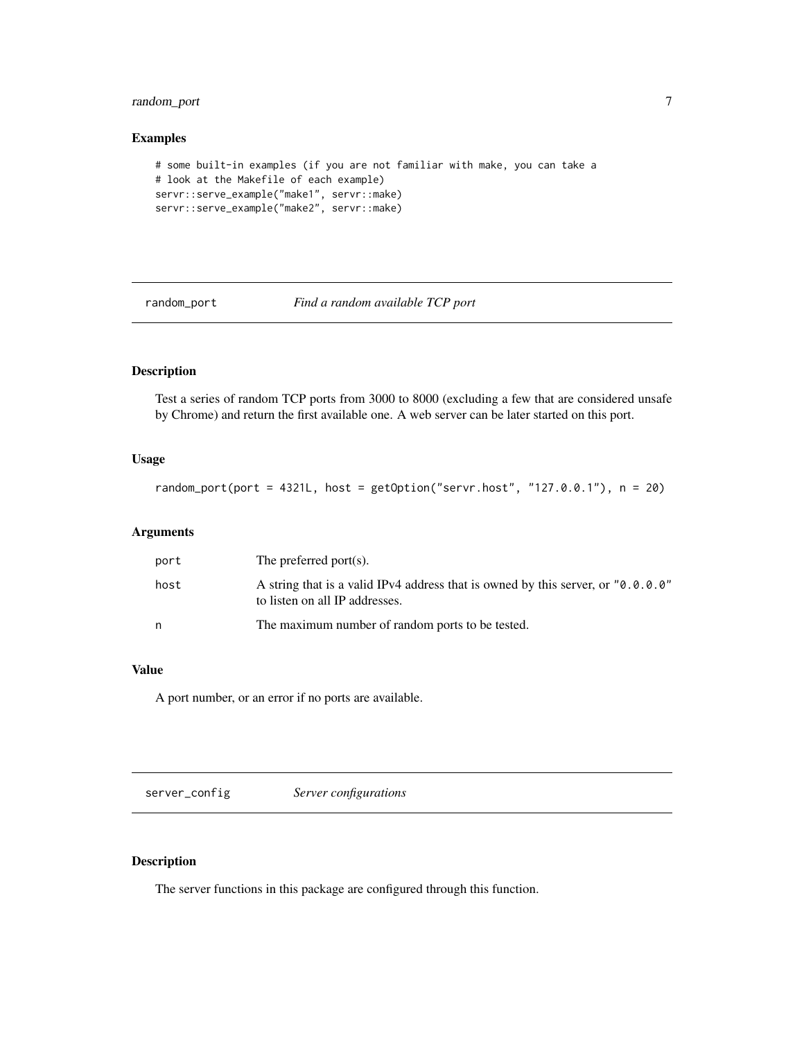### Examples

```
# some built-in examples (if you are not familiar with make, you can take a
# look at the Makefile of each example)
servr::serve_example("make1", servr::make)
servr::serve_example("make2", servr::make)
```

---

## random_port &nbsp;&nbsp;&nbsp;&nbsp; *Find a random available TCP port*

---

### Description

Test a series of random TCP ports from 3000 to 8000 (excluding a few that are considered unsafe by Chrome) and return the first available one. A web server can be later started on this port.

### Usage

```
random_port(port = 4321L, host = getOption("servr.host", "127.0.0.1"), n = 20)
```

### Arguments

| | |
|---|---|
| port | The preferred port(s). |
| host | A string that is a valid IPv4 address that is owned by this server, or "0.0.0.0" to listen on all IP addresses. |
| n | The maximum number of random ports to be tested. |

### Value

A port number, or an error if no ports are available.

---

## server_config &nbsp;&nbsp;&nbsp;&nbsp; *Server configurations*

---

### Description

The server functions in this package are configured through this function.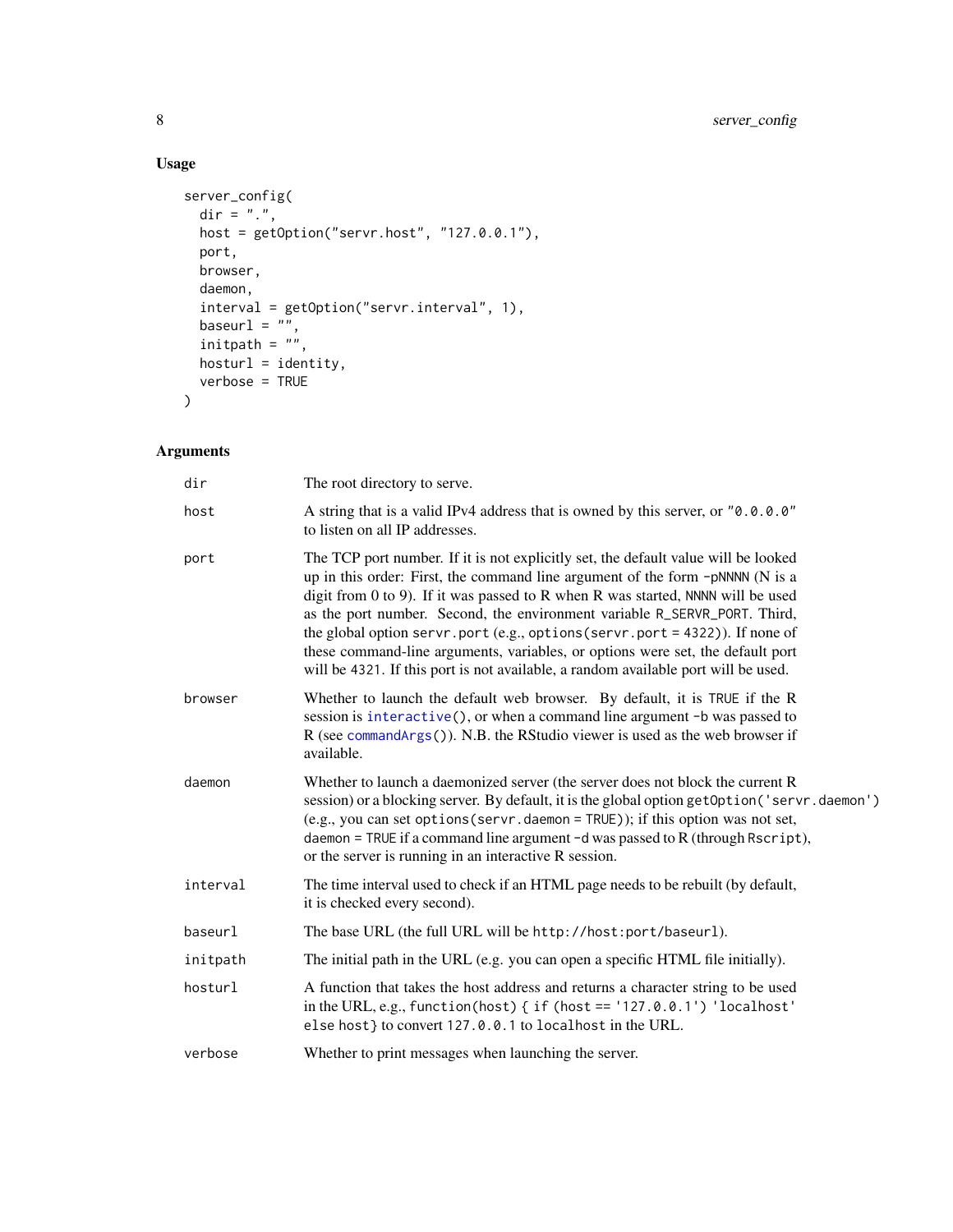## Usage

```
server_config(
  dir = ".",
  host = getOption("servr.host", "127.0.0.1"),
  port,
  browser,
  daemon,
  interval = getOption("servr.interval", 1),
  baseurl = "",
  initpath = "",
  hosturl = identity,
  verbose = TRUE
)
```

## Arguments

| | |
|---|---|
| `dir` | The root directory to serve. |
| `host` | A string that is a valid IPv4 address that is owned by this server, or `"0.0.0.0"` to listen on all IP addresses. |
| `port` | The TCP port number. If it is not explicitly set, the default value will be looked up in this order: First, the command line argument of the form `-pNNNN` (N is a digit from 0 to 9). If it was passed to R when R was started, `NNNN` will be used as the port number. Second, the environment variable `R_SERVR_PORT`. Third, the global option `servr.port` (e.g., `options(servr.port = 4322)`). If none of these command-line arguments, variables, or options were set, the default port will be `4321`. If this port is not available, a random available port will be used. |
| `browser` | Whether to launch the default web browser. By default, it is `TRUE` if the R session is `interactive()`, or when a command line argument `-b` was passed to R (see `commandArgs()`). N.B. the RStudio viewer is used as the web browser if available. |
| `daemon` | Whether to launch a daemonized server (the server does not block the current R session) or a blocking server. By default, it is the global option `getOption('servr.daemon')` (e.g., you can set `options(servr.daemon = TRUE)`); if this option was not set, `daemon = TRUE` if a command line argument `-d` was passed to R (through `Rscript`), or the server is running in an interactive R session. |
| `interval` | The time interval used to check if an HTML page needs to be rebuilt (by default, it is checked every second). |
| `baseurl` | The base URL (the full URL will be `http://host:port/baseurl`). |
| `initpath` | The initial path in the URL (e.g. you can open a specific HTML file initially). |
| `hosturl` | A function that takes the host address and returns a character string to be used in the URL, e.g., `function(host) { if (host == '127.0.0.1') 'localhost' else host}` to convert `127.0.0.1` to `localhost` in the URL. |
| `verbose` | Whether to print messages when launching the server. |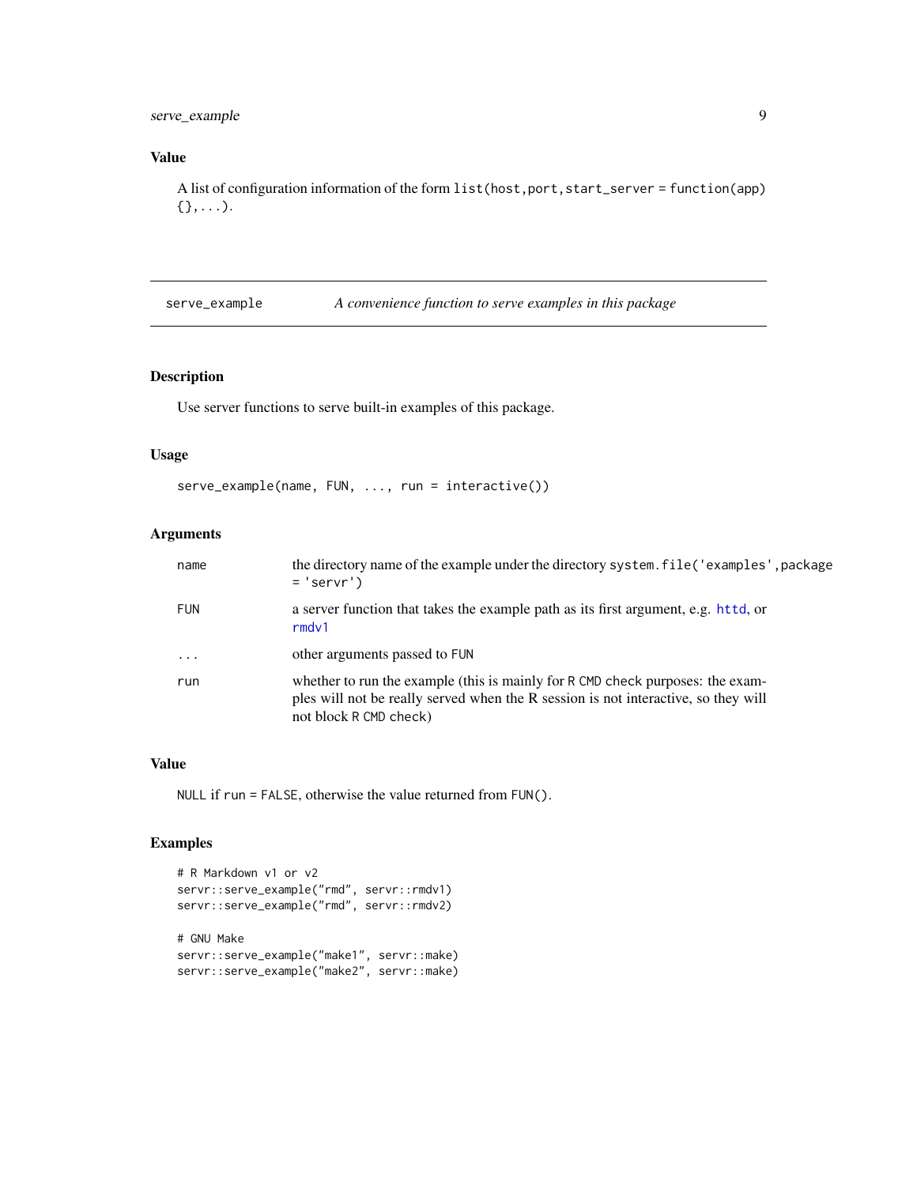### Value

A list of configuration information of the form `list(host,port,start_server = function(app) {},...)`.

---

## serve_example — *A convenience function to serve examples in this package*

---

### Description

Use server functions to serve built-in examples of this package.

### Usage

```
serve_example(name, FUN, ..., run = interactive())
```

### Arguments

| | |
|---|---|
| name | the directory name of the example under the directory `system.file('examples',package = 'servr')` |
| FUN | a server function that takes the example path as its first argument, e.g. `httd`, or `rmdv1` |
| ... | other arguments passed to `FUN` |
| run | whether to run the example (this is mainly for `R CMD check` purposes: the examples will not be really served when the R session is not interactive, so they will not block `R CMD check`) |

### Value

`NULL` if `run = FALSE`, otherwise the value returned from `FUN()`.

### Examples

```
# R Markdown v1 or v2
servr::serve_example("rmd", servr::rmdv1)
servr::serve_example("rmd", servr::rmdv2)

# GNU Make
servr::serve_example("make1", servr::make)
servr::serve_example("make2", servr::make)
```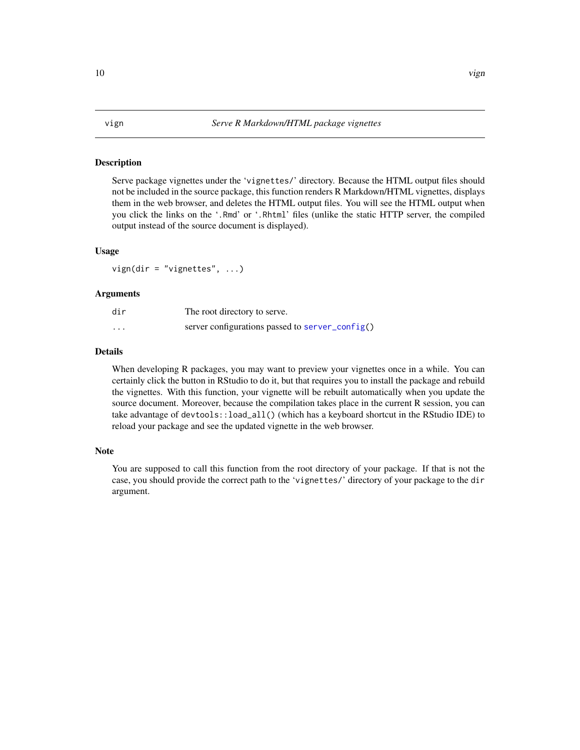## vign — *Serve R Markdown/HTML package vignettes*

### Description

Serve package vignettes under the 'vignettes/' directory. Because the HTML output files should not be included in the source package, this function renders R Markdown/HTML vignettes, displays them in the web browser, and deletes the HTML output files. You will see the HTML output when you click the links on the '.Rmd' or '.Rhtml' files (unlike the static HTTP server, the compiled output instead of the source document is displayed).

### Usage

```
vign(dir = "vignettes", ...)
```

### Arguments

| | |
|---|---|
| `dir` | The root directory to serve. |
| `...` | server configurations passed to `server_config()` |

### Details

When developing R packages, you may want to preview your vignettes once in a while. You can certainly click the button in RStudio to do it, but that requires you to install the package and rebuild the vignettes. With this function, your vignette will be rebuilt automatically when you update the source document. Moreover, because the compilation takes place in the current R session, you can take advantage of `devtools::load_all()` (which has a keyboard shortcut in the RStudio IDE) to reload your package and see the updated vignette in the web browser.

### Note

You are supposed to call this function from the root directory of your package. If that is not the case, you should provide the correct path to the 'vignettes/' directory of your package to the `dir` argument.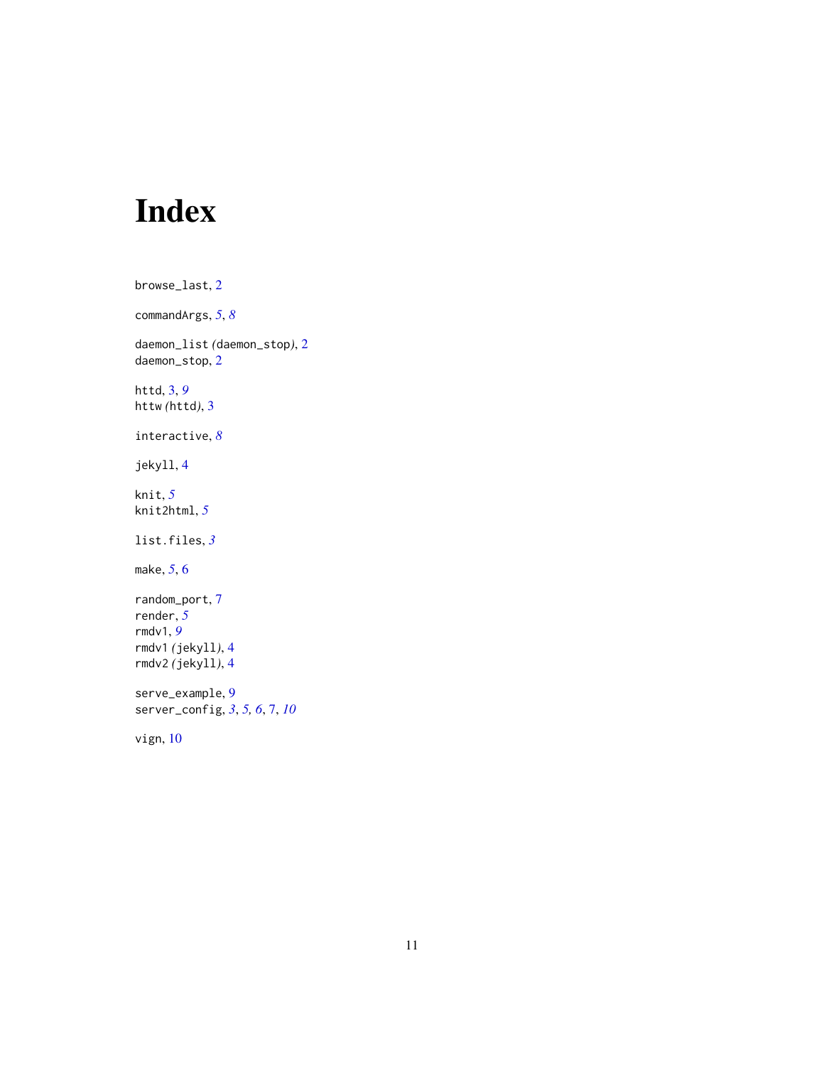# Index

browse_last, 2

commandArgs, *5*, *8*

daemon_list *(*daemon_stop*)*, 2
daemon_stop, 2

httd, 3, *9*
httw *(*httd*)*, 3

interactive, *8*

jekyll, 4

knit, *5*
knit2html, *5*

list.files, *3*

make, *5*, 6

random_port, 7
render, *5*
rmdv1, *9*
rmdv1 *(*jekyll*)*, 4
rmdv2 *(*jekyll*)*, 4

serve_example, 9
server_config, *3*, *5, 6*, 7, *10*

vign, 10